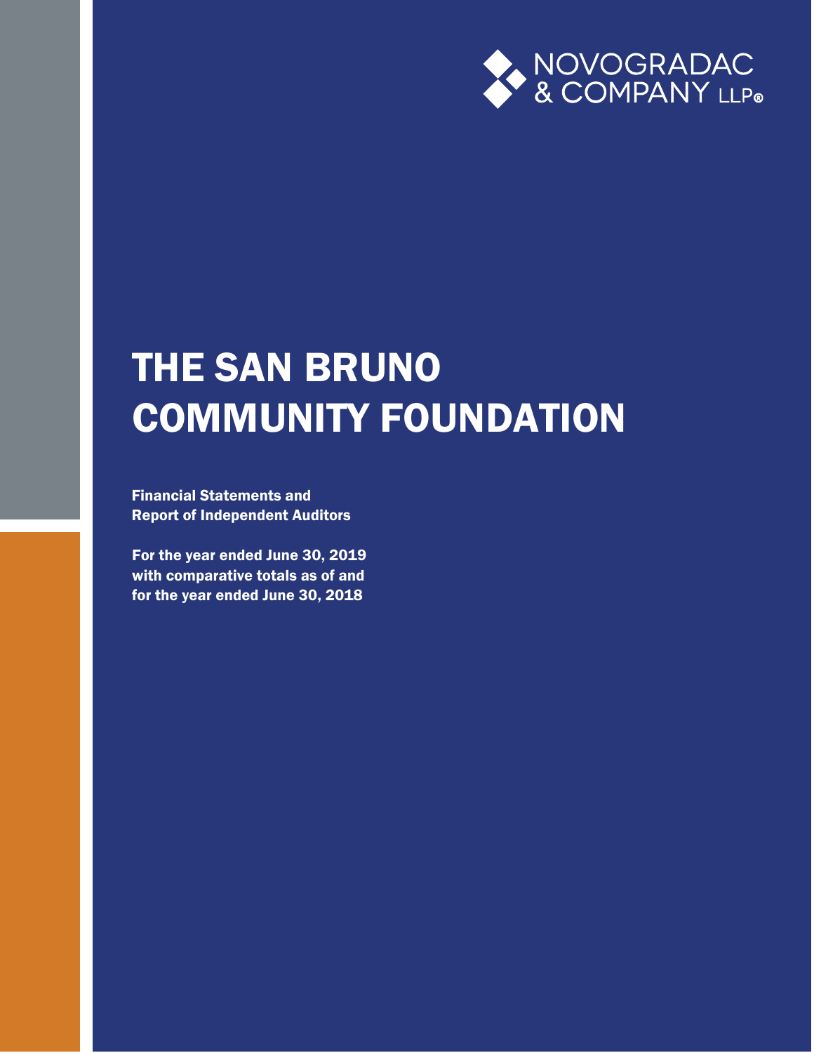NOVOGRADAC & COMPANY LLP®

# THE SAN BRUNO COMMUNITY FOUNDATION

**Financial Statements and Report of Independent Auditors**

**For the year ended June 30, 2019 with comparative totals as of and for the year ended June 30, 2018**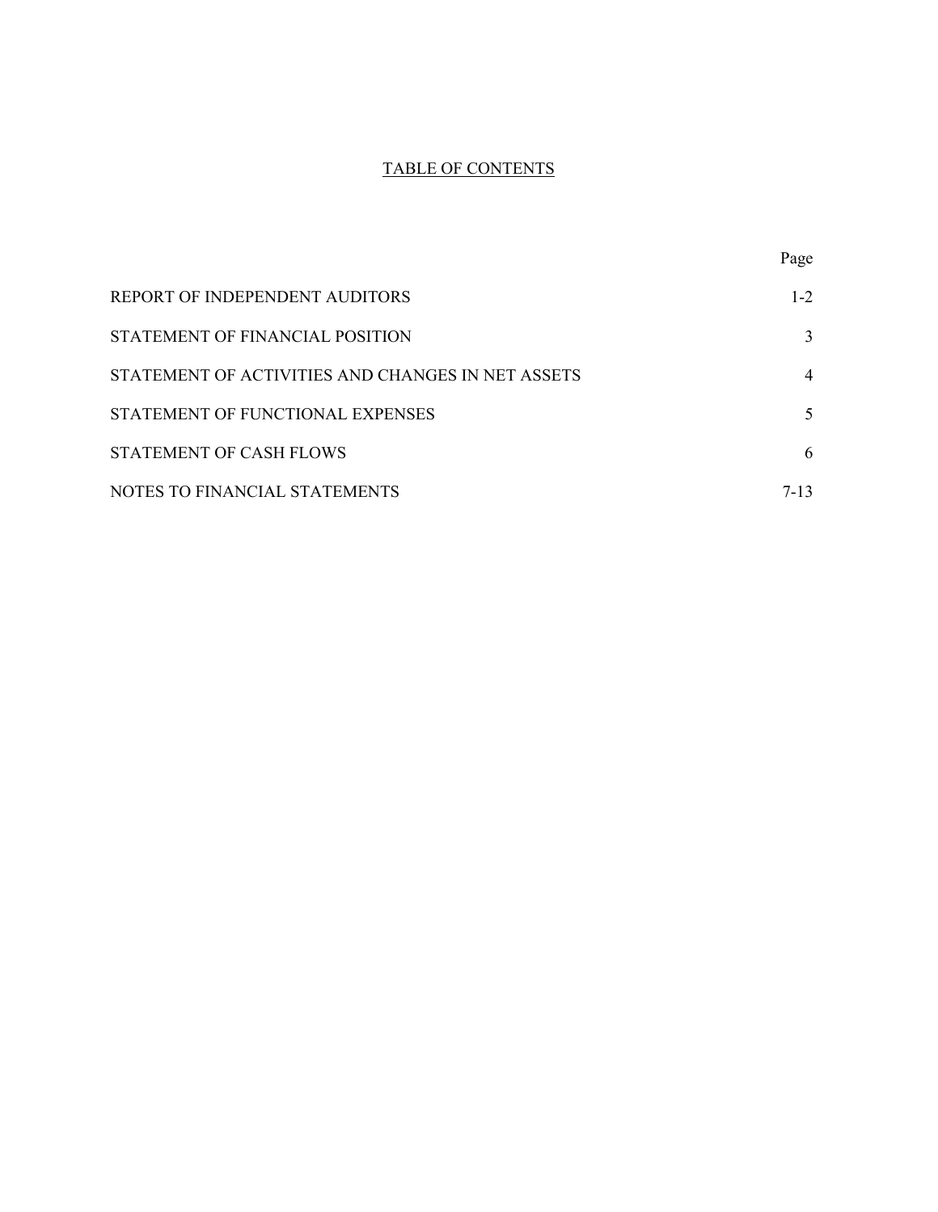# TABLE OF CONTENTS

| | Page |
|---|---|
| REPORT OF INDEPENDENT AUDITORS | 1-2 |
| STATEMENT OF FINANCIAL POSITION | 3 |
| STATEMENT OF ACTIVITIES AND CHANGES IN NET ASSETS | 4 |
| STATEMENT OF FUNCTIONAL EXPENSES | 5 |
| STATEMENT OF CASH FLOWS | 6 |
| NOTES TO FINANCIAL STATEMENTS | 7-13 |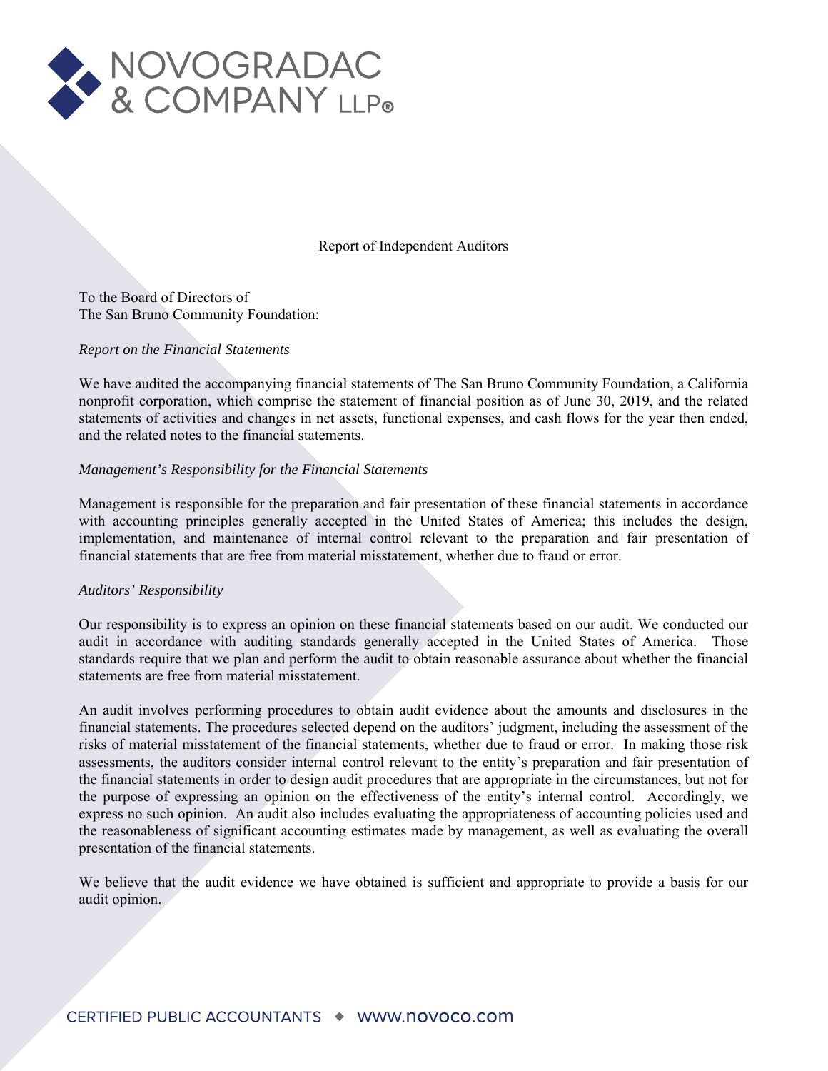NOVOGRADAC & COMPANY LLP®

Report of Independent Auditors

To the Board of Directors of
The San Bruno Community Foundation:

*Report on the Financial Statements*

We have audited the accompanying financial statements of The San Bruno Community Foundation, a California nonprofit corporation, which comprise the statement of financial position as of June 30, 2019, and the related statements of activities and changes in net assets, functional expenses, and cash flows for the year then ended, and the related notes to the financial statements.

*Management's Responsibility for the Financial Statements*

Management is responsible for the preparation and fair presentation of these financial statements in accordance with accounting principles generally accepted in the United States of America; this includes the design, implementation, and maintenance of internal control relevant to the preparation and fair presentation of financial statements that are free from material misstatement, whether due to fraud or error.

*Auditors' Responsibility*

Our responsibility is to express an opinion on these financial statements based on our audit. We conducted our audit in accordance with auditing standards generally accepted in the United States of America. Those standards require that we plan and perform the audit to obtain reasonable assurance about whether the financial statements are free from material misstatement.

An audit involves performing procedures to obtain audit evidence about the amounts and disclosures in the financial statements. The procedures selected depend on the auditors' judgment, including the assessment of the risks of material misstatement of the financial statements, whether due to fraud or error. In making those risk assessments, the auditors consider internal control relevant to the entity's preparation and fair presentation of the financial statements in order to design audit procedures that are appropriate in the circumstances, but not for the purpose of expressing an opinion on the effectiveness of the entity's internal control. Accordingly, we express no such opinion. An audit also includes evaluating the appropriateness of accounting policies used and the reasonableness of significant accounting estimates made by management, as well as evaluating the overall presentation of the financial statements.

We believe that the audit evidence we have obtained is sufficient and appropriate to provide a basis for our audit opinion.

CERTIFIED PUBLIC ACCOUNTANTS ◆ www.novoco.com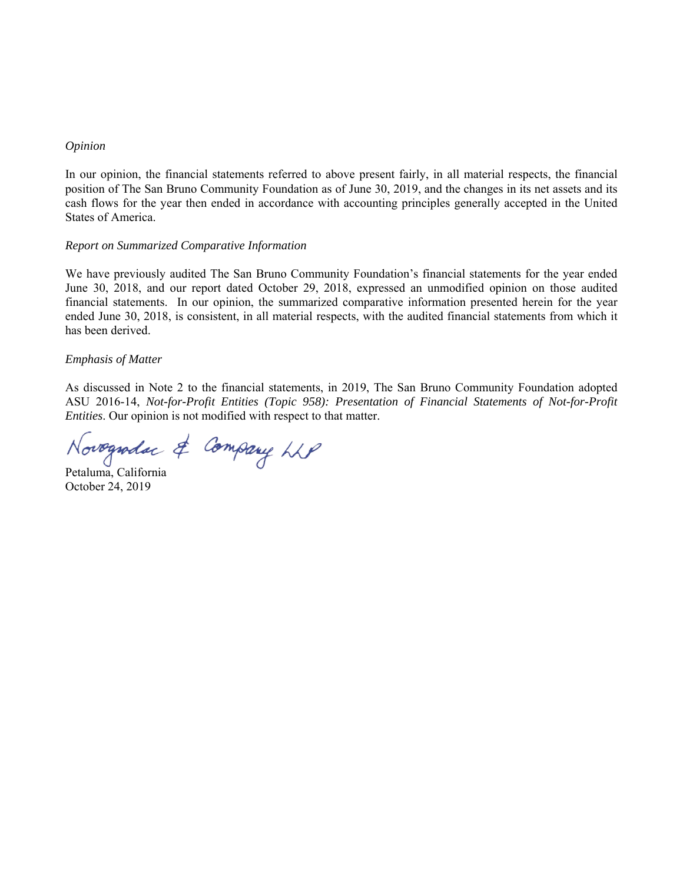*Opinion*

In our opinion, the financial statements referred to above present fairly, in all material respects, the financial position of The San Bruno Community Foundation as of June 30, 2019, and the changes in its net assets and its cash flows for the year then ended in accordance with accounting principles generally accepted in the United States of America.

*Report on Summarized Comparative Information*

We have previously audited The San Bruno Community Foundation's financial statements for the year ended June 30, 2018, and our report dated October 29, 2018, expressed an unmodified opinion on those audited financial statements. In our opinion, the summarized comparative information presented herein for the year ended June 30, 2018, is consistent, in all material respects, with the audited financial statements from which it has been derived.

*Emphasis of Matter*

As discussed in Note 2 to the financial statements, in 2019, The San Bruno Community Foundation adopted ASU 2016-14, *Not-for-Profit Entities (Topic 958): Presentation of Financial Statements of Not-for-Profit Entities*. Our opinion is not modified with respect to that matter.

Novogradac & Company LLP

Petaluma, California
October 24, 2019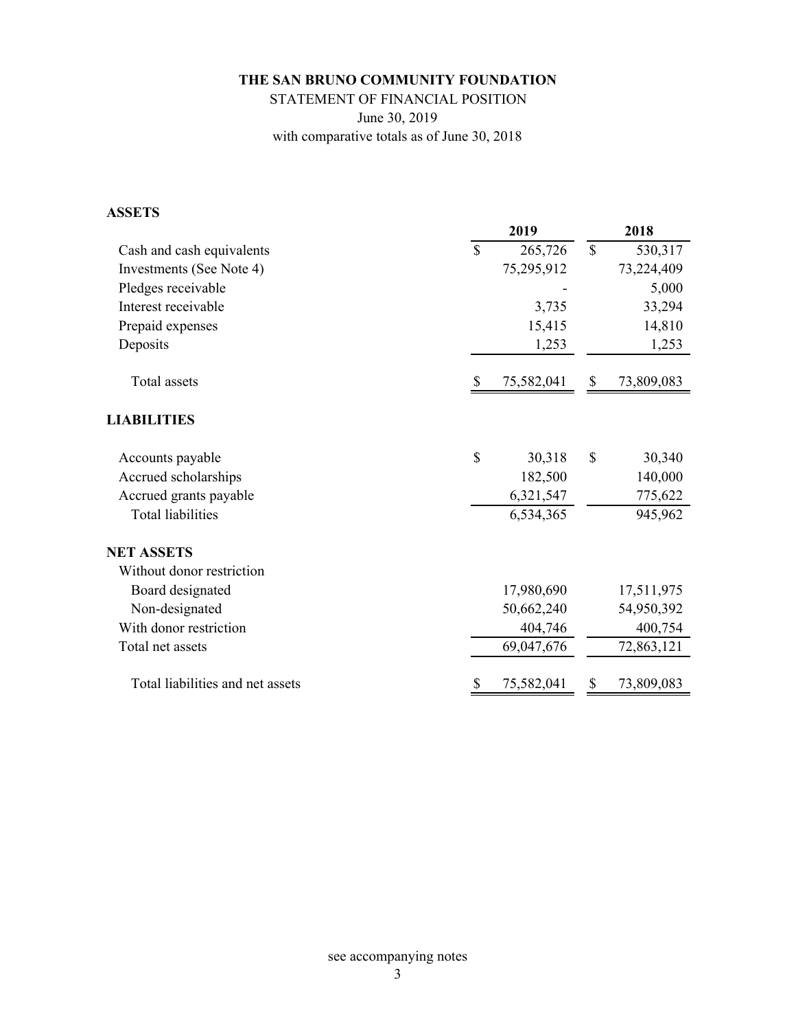**THE SAN BRUNO COMMUNITY FOUNDATION**

STATEMENT OF FINANCIAL POSITION

June 30, 2019

with comparative totals as of June 30, 2018

**ASSETS**

| | 2019 | 2018 |
|---|---|---|
| Cash and cash equivalents | $ 265,726 | $ 530,317 |
| Investments (See Note 4) | 75,295,912 | 73,224,409 |
| Pledges receivable | - | 5,000 |
| Interest receivable | 3,735 | 33,294 |
| Prepaid expenses | 15,415 | 14,810 |
| Deposits | 1,253 | 1,253 |
| Total assets | $ 75,582,041 | $ 73,809,083 |

**LIABILITIES**

| | 2019 | 2018 |
|---|---|---|
| Accounts payable | $ 30,318 | $ 30,340 |
| Accrued scholarships | 182,500 | 140,000 |
| Accrued grants payable | 6,321,547 | 775,622 |
| Total liabilities | 6,534,365 | 945,962 |

**NET ASSETS**

| | 2019 | 2018 |
|---|---|---|
| Without donor restriction | | |
| Board designated | 17,980,690 | 17,511,975 |
| Non-designated | 50,662,240 | 54,950,392 |
| With donor restriction | 404,746 | 400,754 |
| Total net assets | 69,047,676 | 72,863,121 |
| Total liabilities and net assets | $ 75,582,041 | $ 73,809,083 |

see accompanying notes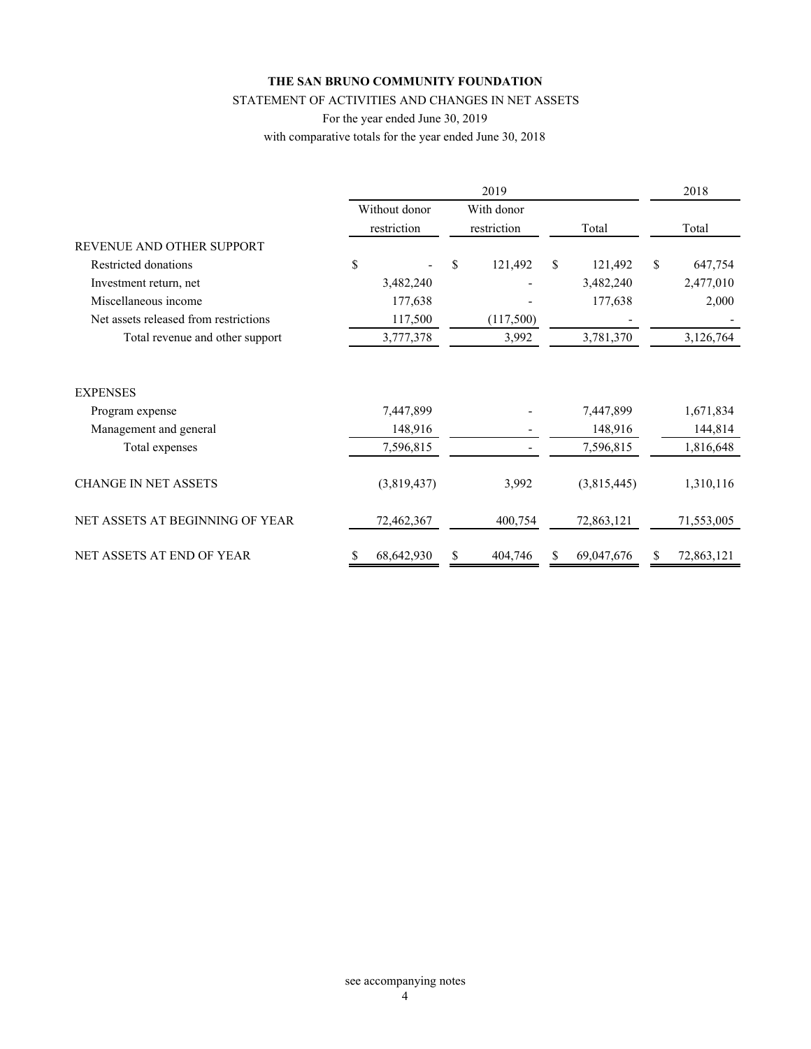**THE SAN BRUNO COMMUNITY FOUNDATION**

STATEMENT OF ACTIVITIES AND CHANGES IN NET ASSETS

For the year ended June 30, 2019

with comparative totals for the year ended June 30, 2018

| | 2019 | | | 2018 |
|---|---|---|---|---|
| | Without donor restriction | With donor restriction | Total | Total |
| REVENUE AND OTHER SUPPORT | | | | |
| Restricted donations | $ - | $ 121,492 | $ 121,492 | $ 647,754 |
| Investment return, net | 3,482,240 | - | 3,482,240 | 2,477,010 |
| Miscellaneous income | 177,638 | - | 177,638 | 2,000 |
| Net assets released from restrictions | 117,500 | (117,500) | - | - |
| Total revenue and other support | 3,777,378 | 3,992 | 3,781,370 | 3,126,764 |
| EXPENSES | | | | |
| Program expense | 7,447,899 | - | 7,447,899 | 1,671,834 |
| Management and general | 148,916 | - | 148,916 | 144,814 |
| Total expenses | 7,596,815 | - | 7,596,815 | 1,816,648 |
| CHANGE IN NET ASSETS | (3,819,437) | 3,992 | (3,815,445) | 1,310,116 |
| NET ASSETS AT BEGINNING OF YEAR | 72,462,367 | 400,754 | 72,863,121 | 71,553,005 |
| NET ASSETS AT END OF YEAR | $ 68,642,930 | $ 404,746 | $ 69,047,676 | $ 72,863,121 |

see accompanying notes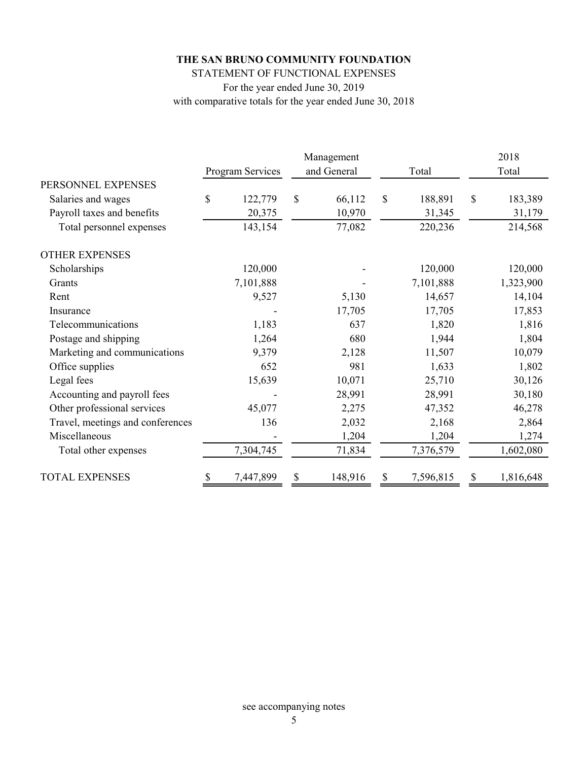**THE SAN BRUNO COMMUNITY FOUNDATION**

STATEMENT OF FUNCTIONAL EXPENSES

For the year ended June 30, 2019

with comparative totals for the year ended June 30, 2018

| | Program Services | Management and General | Total | 2018 Total |
|---|---|---|---|---|
| PERSONNEL EXPENSES | | | | |
| Salaries and wages | $ 122,779 | $ 66,112 | $ 188,891 | $ 183,389 |
| Payroll taxes and benefits | 20,375 | 10,970 | 31,345 | 31,179 |
| Total personnel expenses | 143,154 | 77,082 | 220,236 | 214,568 |
| OTHER EXPENSES | | | | |
| Scholarships | 120,000 | - | 120,000 | 120,000 |
| Grants | 7,101,888 | - | 7,101,888 | 1,323,900 |
| Rent | 9,527 | 5,130 | 14,657 | 14,104 |
| Insurance | - | 17,705 | 17,705 | 17,853 |
| Telecommunications | 1,183 | 637 | 1,820 | 1,816 |
| Postage and shipping | 1,264 | 680 | 1,944 | 1,804 |
| Marketing and communications | 9,379 | 2,128 | 11,507 | 10,079 |
| Office supplies | 652 | 981 | 1,633 | 1,802 |
| Legal fees | 15,639 | 10,071 | 25,710 | 30,126 |
| Accounting and payroll fees | - | 28,991 | 28,991 | 30,180 |
| Other professional services | 45,077 | 2,275 | 47,352 | 46,278 |
| Travel, meetings and conferences | 136 | 2,032 | 2,168 | 2,864 |
| Miscellaneous | - | 1,204 | 1,204 | 1,274 |
| Total other expenses | 7,304,745 | 71,834 | 7,376,579 | 1,602,080 |
| TOTAL EXPENSES | $ 7,447,899 | $ 148,916 | $ 7,596,815 | $ 1,816,648 |

see accompanying notes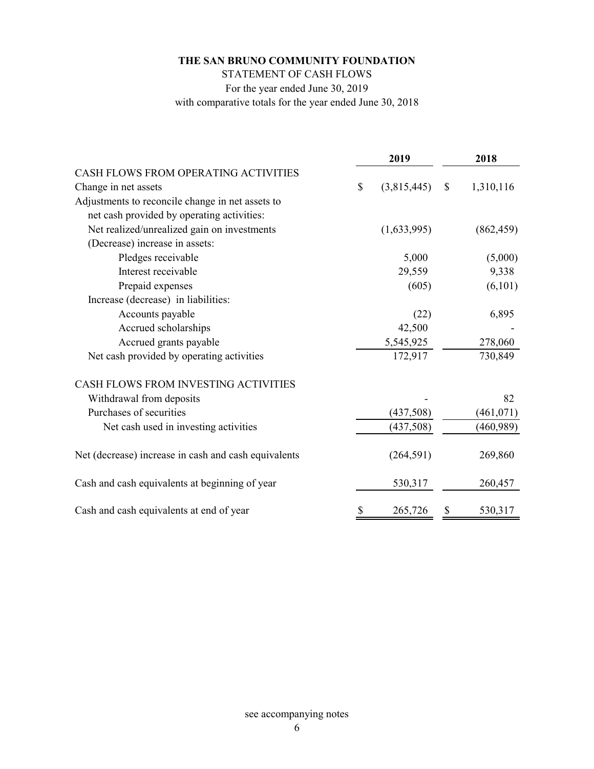**THE SAN BRUNO COMMUNITY FOUNDATION**

STATEMENT OF CASH FLOWS

For the year ended June 30, 2019

with comparative totals for the year ended June 30, 2018

| | 2019 | 2018 |
|---|---|---|
| CASH FLOWS FROM OPERATING ACTIVITIES | | |
| Change in net assets | $ (3,815,445) | $ 1,310,116 |
| Adjustments to reconcile change in net assets to net cash provided by operating activities: | | |
| Net realized/unrealized gain on investments | (1,633,995) | (862,459) |
| (Decrease) increase in assets: | | |
| Pledges receivable | 5,000 | (5,000) |
| Interest receivable | 29,559 | 9,338 |
| Prepaid expenses | (605) | (6,101) |
| Increase (decrease) in liabilities: | | |
| Accounts payable | (22) | 6,895 |
| Accrued scholarships | 42,500 | - |
| Accrued grants payable | 5,545,925 | 278,060 |
| Net cash provided by operating activities | 172,917 | 730,849 |
| CASH FLOWS FROM INVESTING ACTIVITIES | | |
| Withdrawal from deposits | - | 82 |
| Purchases of securities | (437,508) | (461,071) |
| Net cash used in investing activities | (437,508) | (460,989) |
| Net (decrease) increase in cash and cash equivalents | (264,591) | 269,860 |
| Cash and cash equivalents at beginning of year | 530,317 | 260,457 |
| Cash and cash equivalents at end of year | $ 265,726 | $ 530,317 |

see accompanying notes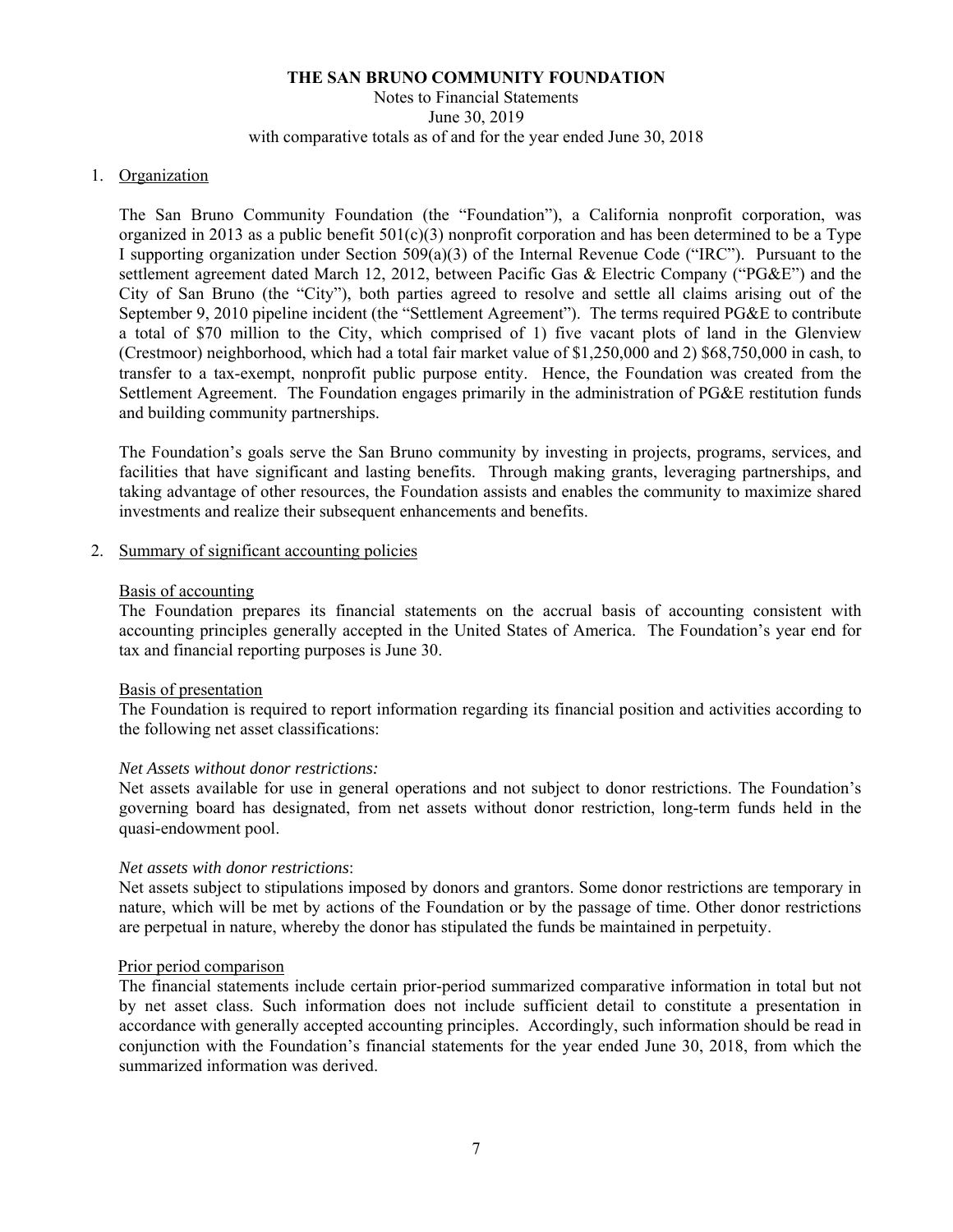# THE SAN BRUNO COMMUNITY FOUNDATION

Notes to Financial Statements
June 30, 2019
with comparative totals as of and for the year ended June 30, 2018

1. Organization

The San Bruno Community Foundation (the "Foundation"), a California nonprofit corporation, was organized in 2013 as a public benefit 501(c)(3) nonprofit corporation and has been determined to be a Type I supporting organization under Section 509(a)(3) of the Internal Revenue Code ("IRC"). Pursuant to the settlement agreement dated March 12, 2012, between Pacific Gas & Electric Company ("PG&E") and the City of San Bruno (the "City"), both parties agreed to resolve and settle all claims arising out of the September 9, 2010 pipeline incident (the "Settlement Agreement"). The terms required PG&E to contribute a total of $70 million to the City, which comprised of 1) five vacant plots of land in the Glenview (Crestmoor) neighborhood, which had a total fair market value of $1,250,000 and 2) $68,750,000 in cash, to transfer to a tax-exempt, nonprofit public purpose entity. Hence, the Foundation was created from the Settlement Agreement. The Foundation engages primarily in the administration of PG&E restitution funds and building community partnerships.

The Foundation's goals serve the San Bruno community by investing in projects, programs, services, and facilities that have significant and lasting benefits. Through making grants, leveraging partnerships, and taking advantage of other resources, the Foundation assists and enables the community to maximize shared investments and realize their subsequent enhancements and benefits.

2. Summary of significant accounting policies

Basis of accounting
The Foundation prepares its financial statements on the accrual basis of accounting consistent with accounting principles generally accepted in the United States of America. The Foundation's year end for tax and financial reporting purposes is June 30.

Basis of presentation
The Foundation is required to report information regarding its financial position and activities according to the following net asset classifications:

*Net Assets without donor restrictions:*
Net assets available for use in general operations and not subject to donor restrictions. The Foundation's governing board has designated, from net assets without donor restriction, long-term funds held in the quasi-endowment pool.

*Net assets with donor restrictions*:
Net assets subject to stipulations imposed by donors and grantors. Some donor restrictions are temporary in nature, which will be met by actions of the Foundation or by the passage of time. Other donor restrictions are perpetual in nature, whereby the donor has stipulated the funds be maintained in perpetuity.

Prior period comparison
The financial statements include certain prior-period summarized comparative information in total but not by net asset class. Such information does not include sufficient detail to constitute a presentation in accordance with generally accepted accounting principles. Accordingly, such information should be read in conjunction with the Foundation's financial statements for the year ended June 30, 2018, from which the summarized information was derived.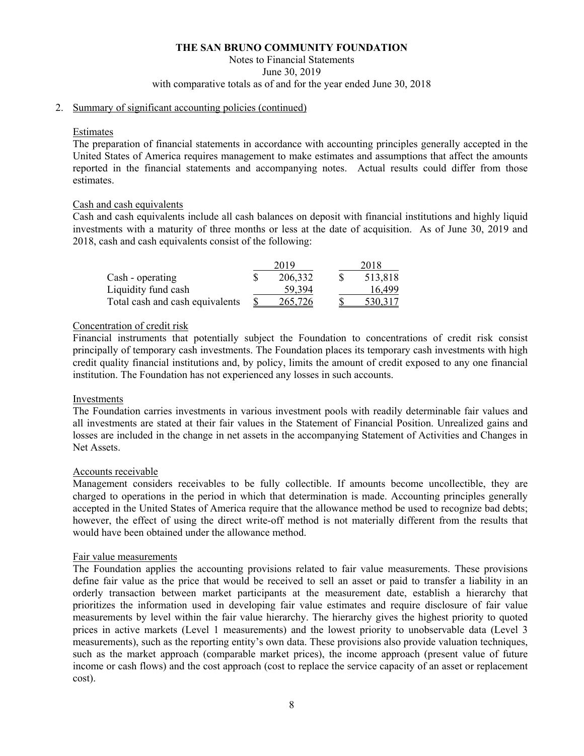# THE SAN BRUNO COMMUNITY FOUNDATION

Notes to Financial Statements
June 30, 2019
with comparative totals as of and for the year ended June 30, 2018

2. Summary of significant accounting policies (continued)

### Estimates

The preparation of financial statements in accordance with accounting principles generally accepted in the United States of America requires management to make estimates and assumptions that affect the amounts reported in the financial statements and accompanying notes. Actual results could differ from those estimates.

### Cash and cash equivalents

Cash and cash equivalents include all cash balances on deposit with financial institutions and highly liquid investments with a maturity of three months or less at the date of acquisition. As of June 30, 2019 and 2018, cash and cash equivalents consist of the following:

| | 2019 | 2018 |
|---|---|---|
| Cash - operating | $ 206,332 | $ 513,818 |
| Liquidity fund cash | 59,394 | 16,499 |
| Total cash and cash equivalents | $ 265,726 | $ 530,317 |

### Concentration of credit risk

Financial instruments that potentially subject the Foundation to concentrations of credit risk consist principally of temporary cash investments. The Foundation places its temporary cash investments with high credit quality financial institutions and, by policy, limits the amount of credit exposed to any one financial institution. The Foundation has not experienced any losses in such accounts.

### Investments

The Foundation carries investments in various investment pools with readily determinable fair values and all investments are stated at their fair values in the Statement of Financial Position. Unrealized gains and losses are included in the change in net assets in the accompanying Statement of Activities and Changes in Net Assets.

### Accounts receivable

Management considers receivables to be fully collectible. If amounts become uncollectible, they are charged to operations in the period in which that determination is made. Accounting principles generally accepted in the United States of America require that the allowance method be used to recognize bad debts; however, the effect of using the direct write-off method is not materially different from the results that would have been obtained under the allowance method.

### Fair value measurements

The Foundation applies the accounting provisions related to fair value measurements. These provisions define fair value as the price that would be received to sell an asset or paid to transfer a liability in an orderly transaction between market participants at the measurement date, establish a hierarchy that prioritizes the information used in developing fair value estimates and require disclosure of fair value measurements by level within the fair value hierarchy. The hierarchy gives the highest priority to quoted prices in active markets (Level 1 measurements) and the lowest priority to unobservable data (Level 3 measurements), such as the reporting entity's own data. These provisions also provide valuation techniques, such as the market approach (comparable market prices), the income approach (present value of future income or cash flows) and the cost approach (cost to replace the service capacity of an asset or replacement cost).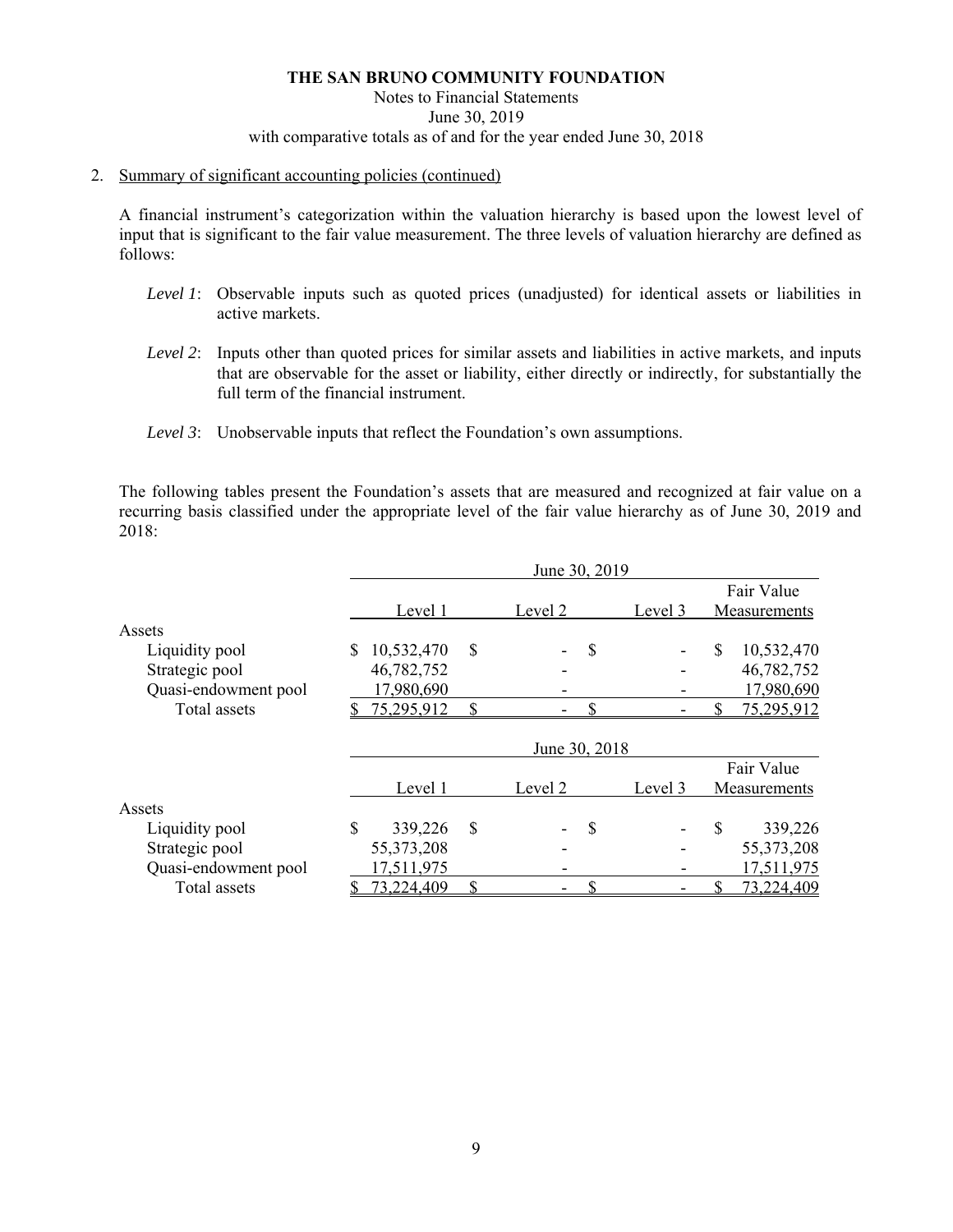2. Summary of significant accounting policies (continued)

A financial instrument's categorization within the valuation hierarchy is based upon the lowest level of input that is significant to the fair value measurement. The three levels of valuation hierarchy are defined as follows:

*Level 1*: Observable inputs such as quoted prices (unadjusted) for identical assets or liabilities in active markets.

*Level 2*: Inputs other than quoted prices for similar assets and liabilities in active markets, and inputs that are observable for the asset or liability, either directly or indirectly, for substantially the full term of the financial instrument.

*Level 3*: Unobservable inputs that reflect the Foundation's own assumptions.

The following tables present the Foundation's assets that are measured and recognized at fair value on a recurring basis classified under the appropriate level of the fair value hierarchy as of June 30, 2019 and 2018:

| | June 30, 2019 | | | |
|---|---|---|---|---|
| | Level 1 | Level 2 | Level 3 | Fair Value Measurements |
| Assets | | | | |
| Liquidity pool | $ 10,532,470 | $ - | $ - | $ 10,532,470 |
| Strategic pool | 46,782,752 | - | - | 46,782,752 |
| Quasi-endowment pool | 17,980,690 | - | - | 17,980,690 |
| Total assets | $ 75,295,912 | $ - | $ - | $ 75,295,912 |

| | June 30, 2018 | | | |
|---|---|---|---|---|
| | Level 1 | Level 2 | Level 3 | Fair Value Measurements |
| Assets | | | | |
| Liquidity pool | $ 339,226 | $ - | $ - | $ 339,226 |
| Strategic pool | 55,373,208 | - | - | 55,373,208 |
| Quasi-endowment pool | 17,511,975 | - | - | 17,511,975 |
| Total assets | $ 73,224,409 | $ - | $ - | $ 73,224,409 |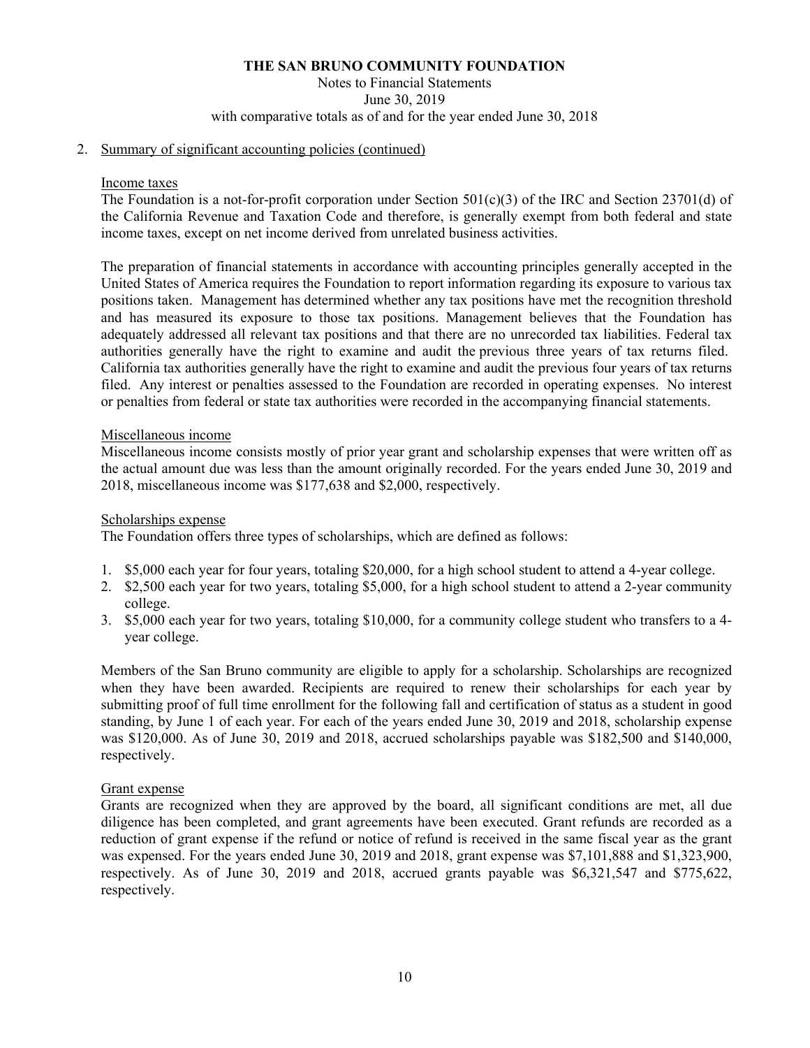# THE SAN BRUNO COMMUNITY FOUNDATION

Notes to Financial Statements
June 30, 2019
with comparative totals as of and for the year ended June 30, 2018

2. Summary of significant accounting policies (continued)

## Income taxes

The Foundation is a not-for-profit corporation under Section 501(c)(3) of the IRC and Section 23701(d) of the California Revenue and Taxation Code and therefore, is generally exempt from both federal and state income taxes, except on net income derived from unrelated business activities.

The preparation of financial statements in accordance with accounting principles generally accepted in the United States of America requires the Foundation to report information regarding its exposure to various tax positions taken. Management has determined whether any tax positions have met the recognition threshold and has measured its exposure to those tax positions. Management believes that the Foundation has adequately addressed all relevant tax positions and that there are no unrecorded tax liabilities. Federal tax authorities generally have the right to examine and audit the previous three years of tax returns filed. California tax authorities generally have the right to examine and audit the previous four years of tax returns filed. Any interest or penalties assessed to the Foundation are recorded in operating expenses. No interest or penalties from federal or state tax authorities were recorded in the accompanying financial statements.

## Miscellaneous income

Miscellaneous income consists mostly of prior year grant and scholarship expenses that were written off as the actual amount due was less than the amount originally recorded. For the years ended June 30, 2019 and 2018, miscellaneous income was $177,638 and $2,000, respectively.

## Scholarships expense

The Foundation offers three types of scholarships, which are defined as follows:

1. $5,000 each year for four years, totaling $20,000, for a high school student to attend a 4-year college.
2. $2,500 each year for two years, totaling $5,000, for a high school student to attend a 2-year community college.
3. $5,000 each year for two years, totaling $10,000, for a community college student who transfers to a 4-year college.

Members of the San Bruno community are eligible to apply for a scholarship. Scholarships are recognized when they have been awarded. Recipients are required to renew their scholarships for each year by submitting proof of full time enrollment for the following fall and certification of status as a student in good standing, by June 1 of each year. For each of the years ended June 30, 2019 and 2018, scholarship expense was $120,000. As of June 30, 2019 and 2018, accrued scholarships payable was $182,500 and $140,000, respectively.

## Grant expense

Grants are recognized when they are approved by the board, all significant conditions are met, all due diligence has been completed, and grant agreements have been executed. Grant refunds are recorded as a reduction of grant expense if the refund or notice of refund is received in the same fiscal year as the grant was expensed. For the years ended June 30, 2019 and 2018, grant expense was $7,101,888 and $1,323,900, respectively. As of June 30, 2019 and 2018, accrued grants payable was $6,321,547 and $775,622, respectively.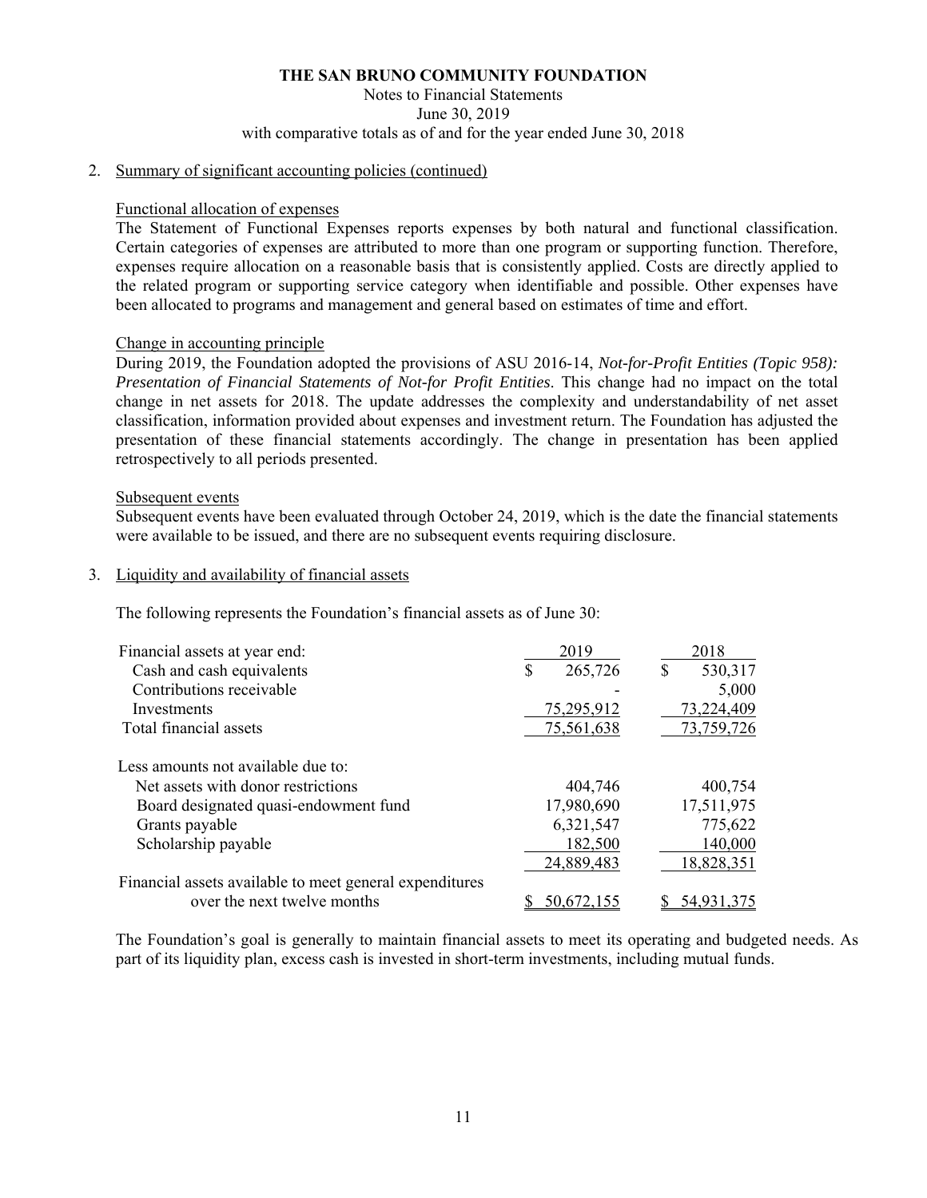# THE SAN BRUNO COMMUNITY FOUNDATION

Notes to Financial Statements
June 30, 2019
with comparative totals as of and for the year ended June 30, 2018

2. Summary of significant accounting policies (continued)

Functional allocation of expenses

The Statement of Functional Expenses reports expenses by both natural and functional classification. Certain categories of expenses are attributed to more than one program or supporting function. Therefore, expenses require allocation on a reasonable basis that is consistently applied. Costs are directly applied to the related program or supporting service category when identifiable and possible. Other expenses have been allocated to programs and management and general based on estimates of time and effort.

Change in accounting principle

During 2019, the Foundation adopted the provisions of ASU 2016-14, *Not-for-Profit Entities (Topic 958): Presentation of Financial Statements of Not-for Profit Entities*. This change had no impact on the total change in net assets for 2018. The update addresses the complexity and understandability of net asset classification, information provided about expenses and investment return. The Foundation has adjusted the presentation of these financial statements accordingly. The change in presentation has been applied retrospectively to all periods presented.

Subsequent events

Subsequent events have been evaluated through October 24, 2019, which is the date the financial statements were available to be issued, and there are no subsequent events requiring disclosure.

3. Liquidity and availability of financial assets

The following represents the Foundation's financial assets as of June 30:

| Financial assets at year end: | 2019 | 2018 |
|---|---|---|
| Cash and cash equivalents | $ 265,726 | $ 530,317 |
| Contributions receivable | - | 5,000 |
| Investments | 75,295,912 | 73,224,409 |
| Total financial assets | 75,561,638 | 73,759,726 |
| Less amounts not available due to: | | |
| Net assets with donor restrictions | 404,746 | 400,754 |
| Board designated quasi-endowment fund | 17,980,690 | 17,511,975 |
| Grants payable | 6,321,547 | 775,622 |
| Scholarship payable | 182,500 | 140,000 |
| | 24,889,483 | 18,828,351 |
| Financial assets available to meet general expenditures over the next twelve months | $ 50,672,155 | $ 54,931,375 |

The Foundation's goal is generally to maintain financial assets to meet its operating and budgeted needs. As part of its liquidity plan, excess cash is invested in short-term investments, including mutual funds.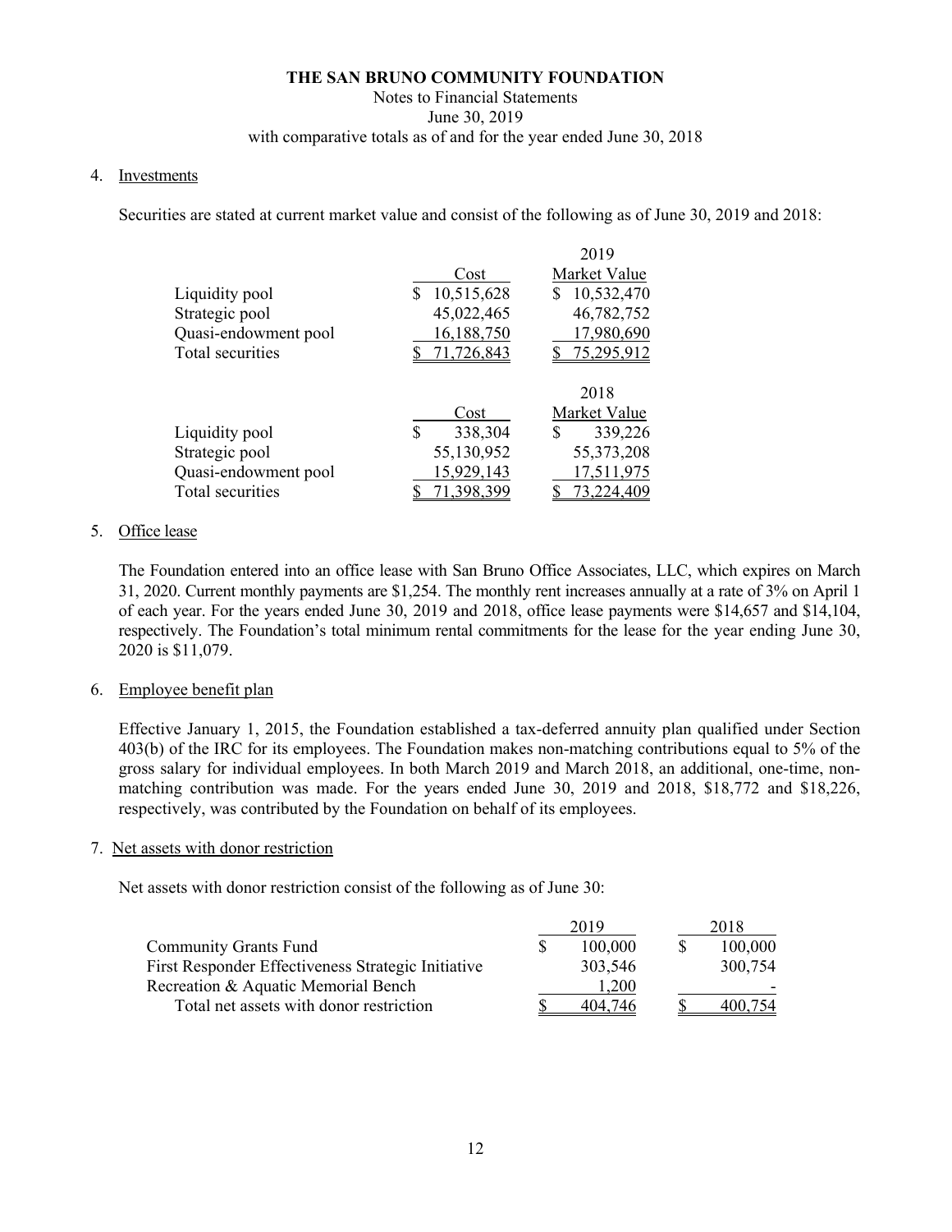# THE SAN BRUNO COMMUNITY FOUNDATION

Notes to Financial Statements
June 30, 2019
with comparative totals as of and for the year ended June 30, 2018

## 4. Investments

Securities are stated at current market value and consist of the following as of June 30, 2019 and 2018:

| | Cost | 2019 Market Value |
|---|---|---|
| Liquidity pool | $ 10,515,628 | $ 10,532,470 |
| Strategic pool | 45,022,465 | 46,782,752 |
| Quasi-endowment pool | 16,188,750 | 17,980,690 |
| Total securities | $ 71,726,843 | $ 75,295,912 |

| | Cost | 2018 Market Value |
|---|---|---|
| Liquidity pool | $ 338,304 | $ 339,226 |
| Strategic pool | 55,130,952 | 55,373,208 |
| Quasi-endowment pool | 15,929,143 | 17,511,975 |
| Total securities | $ 71,398,399 | $ 73,224,409 |

## 5. Office lease

The Foundation entered into an office lease with San Bruno Office Associates, LLC, which expires on March 31, 2020. Current monthly payments are $1,254. The monthly rent increases annually at a rate of 3% on April 1 of each year. For the years ended June 30, 2019 and 2018, office lease payments were $14,657 and $14,104, respectively. The Foundation's total minimum rental commitments for the lease for the year ending June 30, 2020 is $11,079.

## 6. Employee benefit plan

Effective January 1, 2015, the Foundation established a tax-deferred annuity plan qualified under Section 403(b) of the IRC for its employees. The Foundation makes non-matching contributions equal to 5% of the gross salary for individual employees. In both March 2019 and March 2018, an additional, one-time, non-matching contribution was made. For the years ended June 30, 2019 and 2018, $18,772 and $18,226, respectively, was contributed by the Foundation on behalf of its employees.

## 7. Net assets with donor restriction

Net assets with donor restriction consist of the following as of June 30:

| | 2019 | 2018 |
|---|---|---|
| Community Grants Fund | $ 100,000 | $ 100,000 |
| First Responder Effectiveness Strategic Initiative | 303,546 | 300,754 |
| Recreation & Aquatic Memorial Bench | 1,200 | - |
| Total net assets with donor restriction | $ 404,746 | $ 400,754 |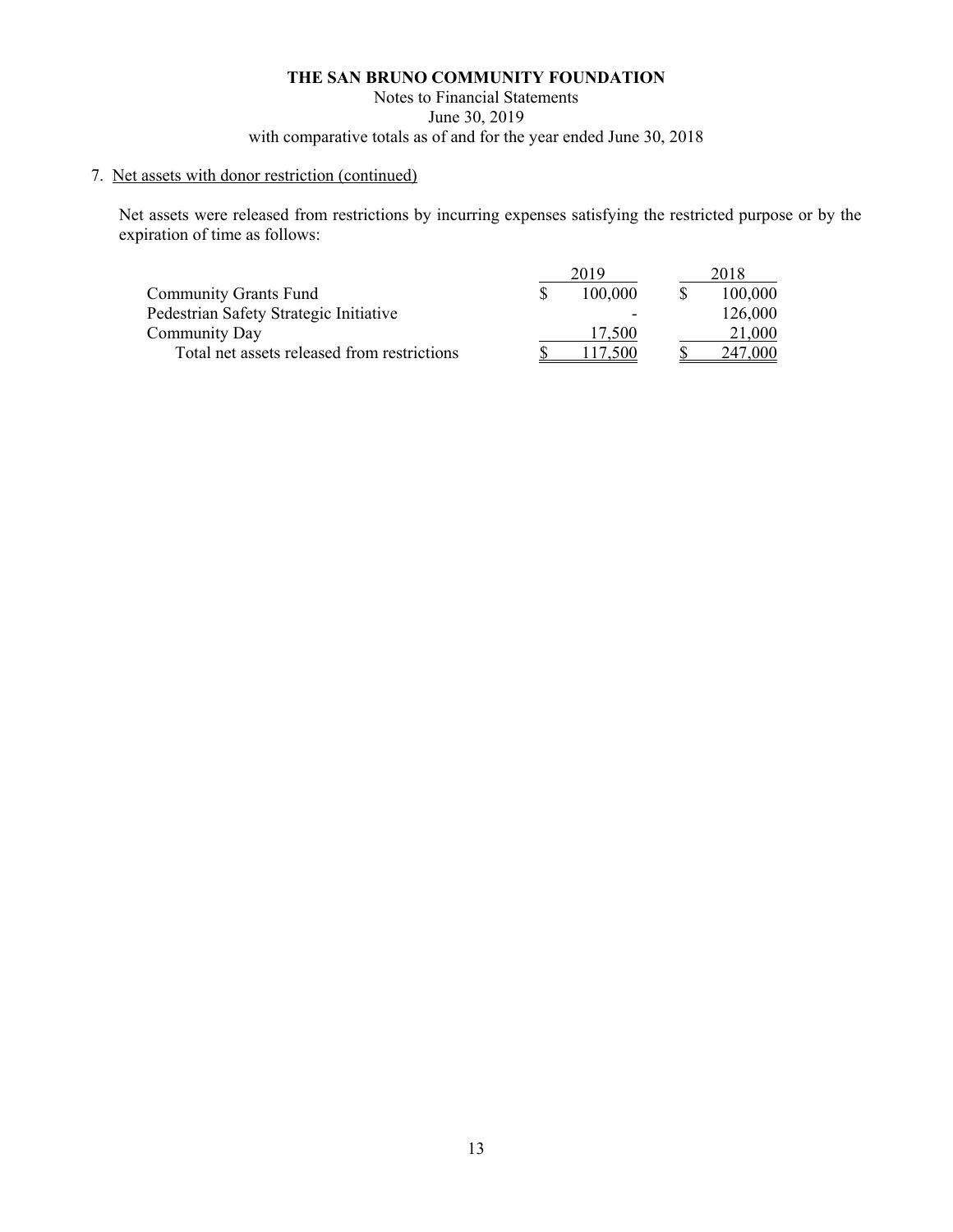# THE SAN BRUNO COMMUNITY FOUNDATION

Notes to Financial Statements
June 30, 2019
with comparative totals as of and for the year ended June 30, 2018

7. Net assets with donor restriction (continued)

Net assets were released from restrictions by incurring expenses satisfying the restricted purpose or by the expiration of time as follows:

| | 2019 | 2018 |
|---|---|---|
| Community Grants Fund | $ 100,000 | $ 100,000 |
| Pedestrian Safety Strategic Initiative | - | 126,000 |
| Community Day | 17,500 | 21,000 |
| Total net assets released from restrictions | $ 117,500 | $ 247,000 |